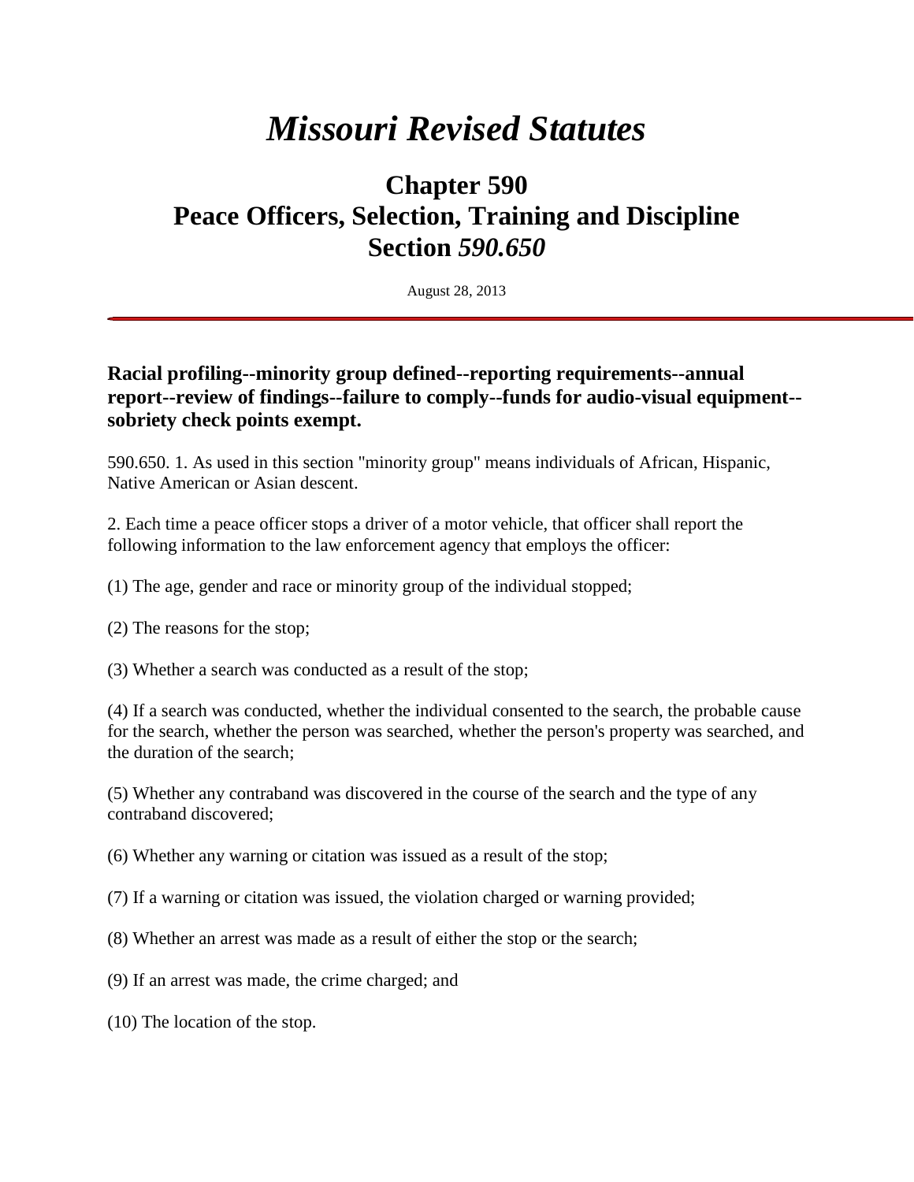# *Missouri Revised Statutes*

## Chapter 590
## Peace Officers, Selection, Training and Discipline
## Section *590.650*

August 28, 2013

---

### Racial profiling--minority group defined--reporting requirements--annual report--review of findings--failure to comply--funds for audio-visual equipment--sobriety check points exempt.

590.650. 1. As used in this section "minority group" means individuals of African, Hispanic, Native American or Asian descent.

2. Each time a peace officer stops a driver of a motor vehicle, that officer shall report the following information to the law enforcement agency that employs the officer:

(1) The age, gender and race or minority group of the individual stopped;

(2) The reasons for the stop;

(3) Whether a search was conducted as a result of the stop;

(4) If a search was conducted, whether the individual consented to the search, the probable cause for the search, whether the person was searched, whether the person's property was searched, and the duration of the search;

(5) Whether any contraband was discovered in the course of the search and the type of any contraband discovered;

(6) Whether any warning or citation was issued as a result of the stop;

(7) If a warning or citation was issued, the violation charged or warning provided;

(8) Whether an arrest was made as a result of either the stop or the search;

(9) If an arrest was made, the crime charged; and

(10) The location of the stop.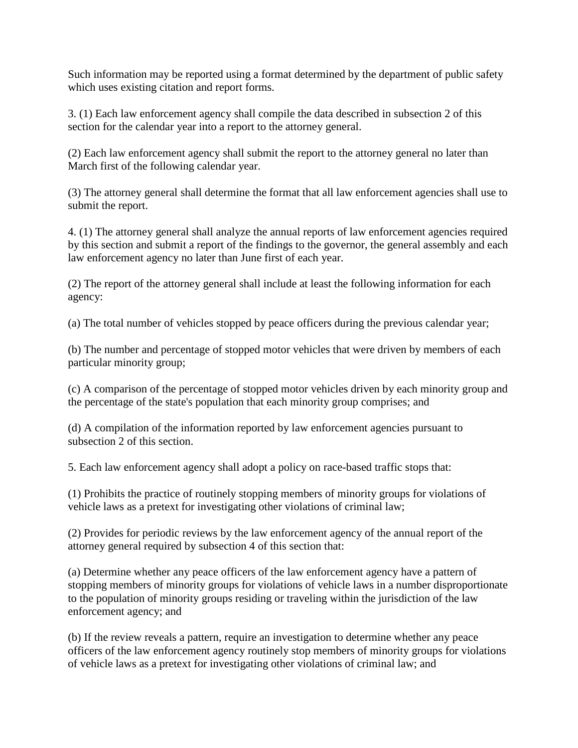Such information may be reported using a format determined by the department of public safety which uses existing citation and report forms.

3. (1) Each law enforcement agency shall compile the data described in subsection 2 of this section for the calendar year into a report to the attorney general.

(2) Each law enforcement agency shall submit the report to the attorney general no later than March first of the following calendar year.

(3) The attorney general shall determine the format that all law enforcement agencies shall use to submit the report.

4. (1) The attorney general shall analyze the annual reports of law enforcement agencies required by this section and submit a report of the findings to the governor, the general assembly and each law enforcement agency no later than June first of each year.

(2) The report of the attorney general shall include at least the following information for each agency:

(a) The total number of vehicles stopped by peace officers during the previous calendar year;

(b) The number and percentage of stopped motor vehicles that were driven by members of each particular minority group;

(c) A comparison of the percentage of stopped motor vehicles driven by each minority group and the percentage of the state's population that each minority group comprises; and

(d) A compilation of the information reported by law enforcement agencies pursuant to subsection 2 of this section.

5. Each law enforcement agency shall adopt a policy on race-based traffic stops that:

(1) Prohibits the practice of routinely stopping members of minority groups for violations of vehicle laws as a pretext for investigating other violations of criminal law;

(2) Provides for periodic reviews by the law enforcement agency of the annual report of the attorney general required by subsection 4 of this section that:

(a) Determine whether any peace officers of the law enforcement agency have a pattern of stopping members of minority groups for violations of vehicle laws in a number disproportionate to the population of minority groups residing or traveling within the jurisdiction of the law enforcement agency; and

(b) If the review reveals a pattern, require an investigation to determine whether any peace officers of the law enforcement agency routinely stop members of minority groups for violations of vehicle laws as a pretext for investigating other violations of criminal law; and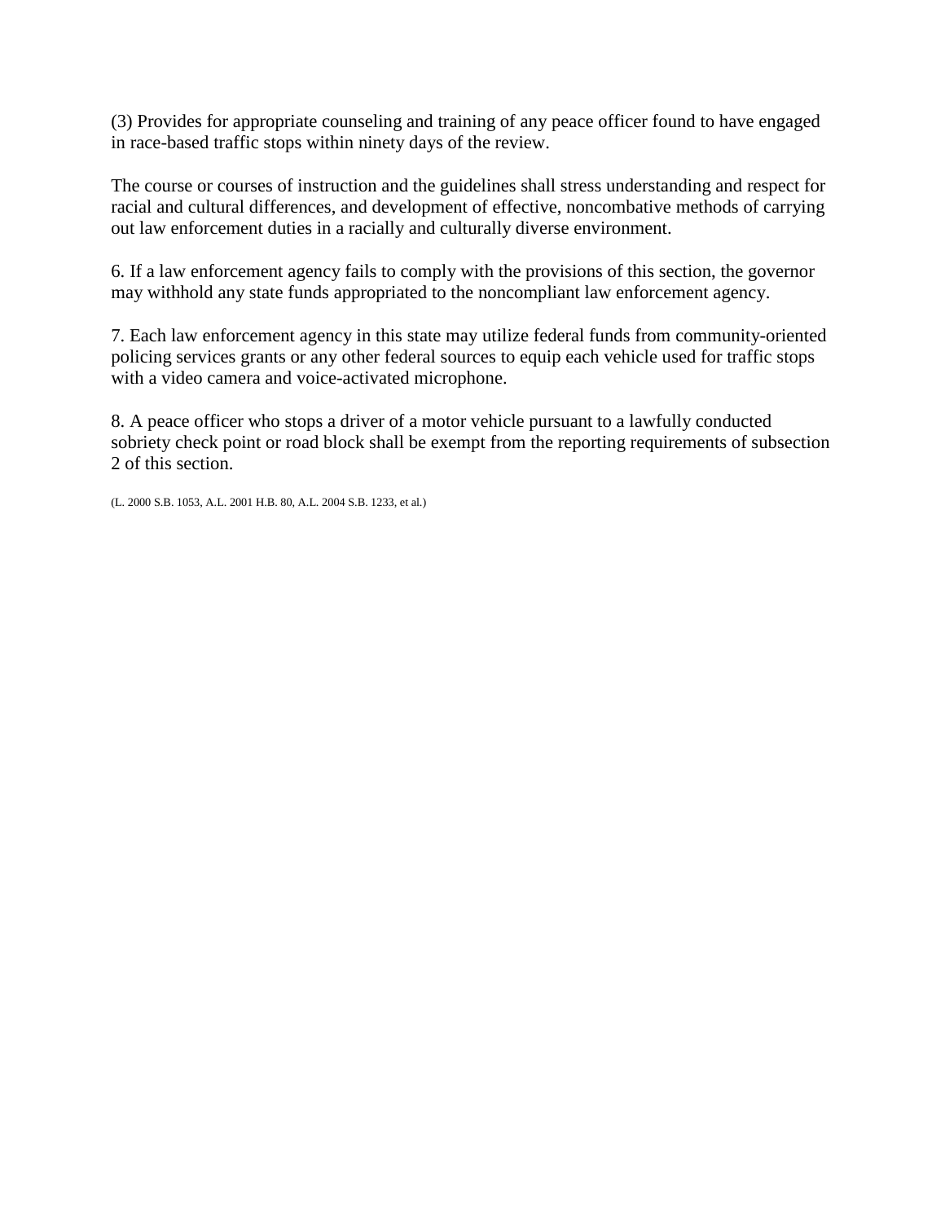(3) Provides for appropriate counseling and training of any peace officer found to have engaged in race-based traffic stops within ninety days of the review.

The course or courses of instruction and the guidelines shall stress understanding and respect for racial and cultural differences, and development of effective, noncombative methods of carrying out law enforcement duties in a racially and culturally diverse environment.

6. If a law enforcement agency fails to comply with the provisions of this section, the governor may withhold any state funds appropriated to the noncompliant law enforcement agency.

7. Each law enforcement agency in this state may utilize federal funds from community-oriented policing services grants or any other federal sources to equip each vehicle used for traffic stops with a video camera and voice-activated microphone.

8. A peace officer who stops a driver of a motor vehicle pursuant to a lawfully conducted sobriety check point or road block shall be exempt from the reporting requirements of subsection 2 of this section.

(L. 2000 S.B. 1053, A.L. 2001 H.B. 80, A.L. 2004 S.B. 1233, et al.)